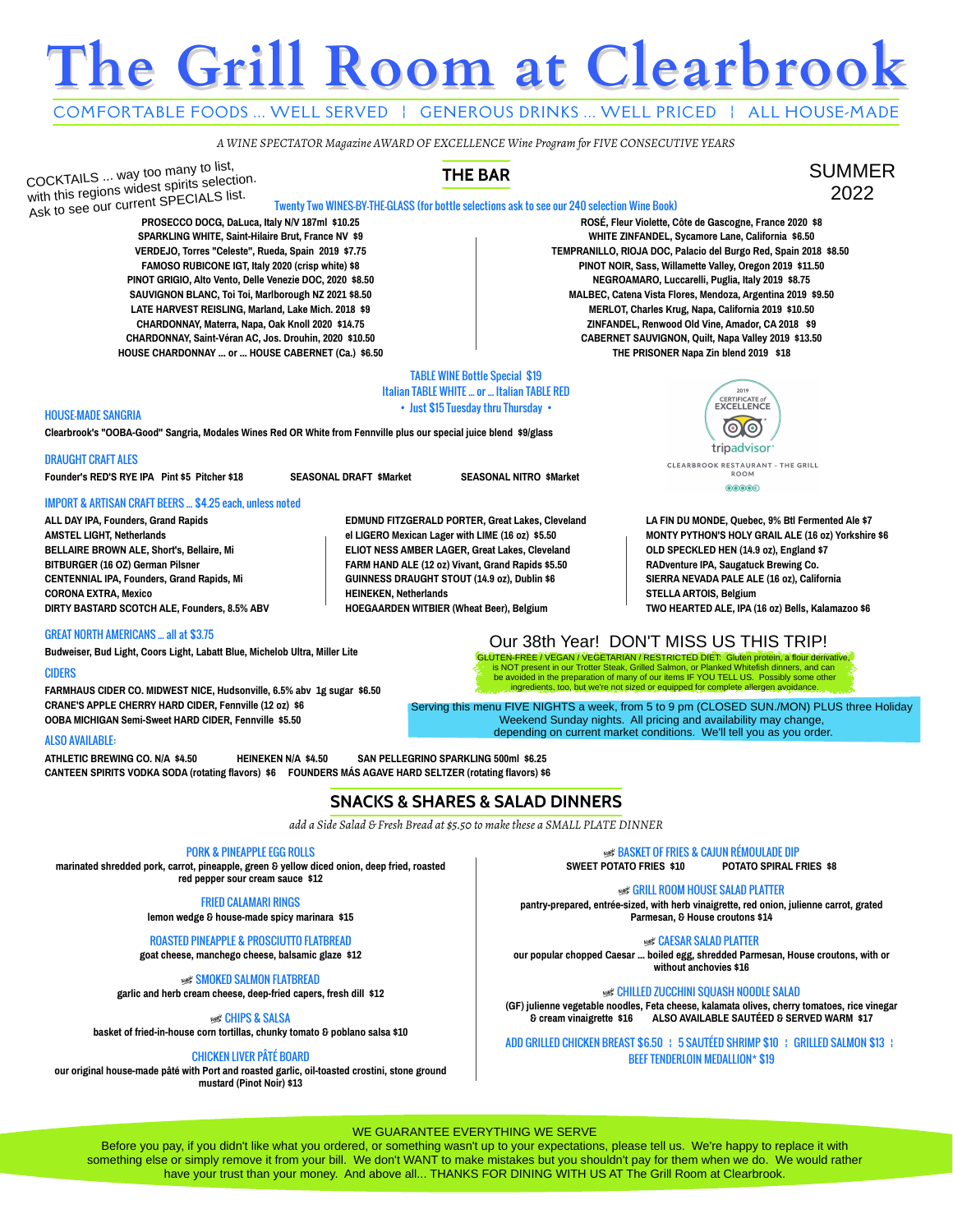# The Grill Room at Clearbrook

COMFORTABLE FOODS ... WELL SERVED ¦ GENEROUS DRINKS ... WELL PRICED ¦ ALL HOUSE-MADE

*A WINE SPECTATOR Magazine AWARD OF EXCELLENCE Wine Program for FIVE CONSECUTIVE YEARS*

COCKTAILS ... way too many to list, with this regions widest spirits selection. Ask to see our current SPECIALS list.

## THE BAR

SUMMER 2022

### Twenty Two WINES-BY-THE-GLASS (for bottle selections ask to see our 240 selection Wine Book)

**PROSECCO DOCG, DaLuca, Italy N/V 187ml $10.25**
**SPARKLING WHITE, Saint-Hilaire Brut, France NV $9**
**VERDEJO, Torres "Celeste", Rueda, Spain 2019 $7.75**
**FAMOSO RUBICONE IGT, Italy 2020 (crisp white) $8**
**PINOT GRIGIO, Alto Vento, Delle Venezie DOC, 2020 $8.50**
**SAUVIGNON BLANC, Toi Toi, Marlborough NZ 2021 $8.50**
**LATE HARVEST REISLING, Marland, Lake Mich. 2018 $9**
**CHARDONNAY, Materra, Napa, Oak Knoll 2020 $14.75**
**CHARDONNAY, Saint-Véran AC, Jos. Drouhin, 2020 $10.50**
**HOUSE CHARDONNAY ... or ... HOUSE CABERNET (Ca.) $6.50**

**ROSÉ, Fleur Violette, Côte de Gascogne, France 2020 $8**
**WHITE ZINFANDEL, Sycamore Lane, California $6.50**
**TEMPRANILLO, RIOJA DOC, Palacio del Burgo Red, Spain 2018 $8.50**
**PINOT NOIR, Sass, Willamette Valley, Oregon 2019 $11.50**
**NEGROAMARO, Luccarelli, Puglia, Italy 2019 $8.75**
**MALBEC, Catena Vista Flores, Mendoza, Argentina 2019 $9.50**
**MERLOT, Charles Krug, Napa, California 2019 $10.50**
**ZINFANDEL, Renwood Old Vine, Amador, CA 2018 $9**
**CABERNET SAUVIGNON, Quilt, Napa Valley 2019 $13.50**
**THE PRISONER Napa Zin blend 2019 $18**

TABLE WINE Bottle Special $19
Italian TABLE WHITE ... or ... Italian TABLE RED
• Just $15 Tuesday thru Thursday •

2019 CERTIFICATE of EXCELLENCE tripadvisor
CLEARBROOK RESTAURANT - THE GRILL ROOM

### HOUSE-MADE SANGRIA

**Clearbrook's "OOBA-Good" Sangria, Modales Wines Red OR White from Fennville plus our special juice blend $9/glass**

### DRAUGHT CRAFT ALES

**Founder's RED'S RYE IPA Pint $5 Pitcher $18** | **SEASONAL DRAFT $Market** | **SEASONAL NITRO $Market**

### IMPORT & ARTISAN CRAFT BEERS ... $4.25 each, unless noted

**ALL DAY IPA, Founders, Grand Rapids**
**AMSTEL LIGHT, Netherlands**
**BELLAIRE BROWN ALE, Short's, Bellaire, Mi**
**BITBURGER (16 OZ) German Pilsner**
**CENTENNIAL IPA, Founders, Grand Rapids, Mi**
**CORONA EXTRA, Mexico**
**DIRTY BASTARD SCOTCH ALE, Founders, 8.5% ABV**
**EDMUND FITZGERALD PORTER, Great Lakes, Cleveland**
**el LIGERO Mexican Lager with LIME (16 oz) $5.50**
**ELIOT NESS AMBER LAGER, Great Lakes, Cleveland**
**FARM HAND ALE (12 oz) Vivant, Grand Rapids $5.50**
**GUINNESS DRAUGHT STOUT (14.9 oz), Dublin $6**
**HEINEKEN, Netherlands**
**HOEGAARDEN WITBIER (Wheat Beer), Belgium**
**LA FIN DU MONDE, Quebec, 9% Btl Fermented Ale $7**
**MONTY PYTHON'S HOLY GRAIL ALE (16 oz) Yorkshire $6**
**OLD SPECKLED HEN (14.9 oz), England $7**
**RADventure IPA, Saugatuck Brewing Co.**
**SIERRA NEVADA PALE ALE (16 oz), California**
**STELLA ARTOIS, Belgium**
**TWO HEARTED ALE, IPA (16 oz) Bells, Kalamazoo $6**

### GREAT NORTH AMERICANS ... all at $3.75

**Budweiser, Bud Light, Coors Light, Labatt Blue, Michelob Ultra, Miller Lite**

### CIDERS

**FARMHAUS CIDER CO. MIDWEST NICE, Hudsonville, 6.5% abv 1g sugar $6.50**
**CRANE'S APPLE CHERRY HARD CIDER, Fennville (12 oz) $6**
**OOBA MICHIGAN Semi-Sweet HARD CIDER, Fennville $5.50**

### ALSO AVAILABLE:

**ATHLETIC BREWING CO. N/A $4.50** | **HEINEKEN N/A $4.50** | **SAN PELLEGRINO SPARKLING 500ml $6.25**
**CANTEEN SPIRITS VODKA SODA (rotating flavors) $6** | **FOUNDERS MÁS AGAVE HARD SELTZER (rotating flavors) $6**

Our 38th Year! DON'T MISS US THIS TRIP!

GLUTEN-FREE / VEGAN / VEGETARIAN / RESTRICTED DIET: Gluten protein, a flour derivative, is NOT present in our Trotter Steak, Grilled Salmon, or Planked Whitefish dinners, and can be avoided in the preparation of many of our items IF YOU TELL US. Possibly some other ingredients, too, but we're not sized or equipped for complete allergen avoidance.

Serving this menu FIVE NIGHTS a week, from 5 to 9 pm (CLOSED SUN./MON) PLUS three Holiday Weekend Sunday nights. All pricing and availability may change, depending on current market conditions. We'll tell you as you order.

## SNACKS & SHARES & SALAD DINNERS

*add a Side Salad & Fresh Bread at $5.50 to make these a SMALL PLATE DINNER*

### PORK & PINEAPPLE EGG ROLLS
**marinated shredded pork, carrot, pineapple, green & yellow diced onion, deep fried, roasted red pepper sour cream sauce $12**

### FRIED CALAMARI RINGS
**lemon wedge & house-made spicy marinara $15**

### ROASTED PINEAPPLE & PROSCIUTTO FLATBREAD
**goat cheese, manchego cheese, balsamic glaze $12**

### SMOKED SALMON FLATBREAD
**garlic and herb cream cheese, deep-fried capers, fresh dill $12**

### CHIPS & SALSA
**basket of fried-in-house corn tortillas, chunky tomato & poblano salsa $10**

### CHICKEN LIVER PÂTÉ BOARD
**our original house-made pâté with Port and roasted garlic, oil-toasted crostini, stone ground mustard (Pinot Noir) $13**

### BASKET OF FRIES & CAJUN RÉMOULADE DIP
**SWEET POTATO FRIES $10** | **POTATO SPIRAL FRIES $8**

### GRILL ROOM HOUSE SALAD PLATTER
**pantry-prepared, entrée-sized, with herb vinaigrette, red onion, julienne carrot, grated Parmesan, & House croutons $14**

### CAESAR SALAD PLATTER
**our popular chopped Caesar ... boiled egg, shredded Parmesan, House croutons, with or without anchovies $16**

### CHILLED ZUCCHINI SQUASH NOODLE SALAD
**(GF) julienne vegetable noodles, Feta cheese, kalamata olives, cherry tomatoes, rice vinegar & cream vinaigrette $16** **ALSO AVAILABLE SAUTÉED & SERVED WARM $17**

ADD GRILLED CHICKEN BREAST $6.50 ¦ 5 SAUTÉED SHRIMP $10 ¦ GRILLED SALMON $13 ¦ BEEF TENDERLOIN MEDALLION* $19

WE GUARANTEE EVERYTHING WE SERVE

Before you pay, if you didn't like what you ordered, or something wasn't up to your expectations, please tell us. We're happy to replace it with something else or simply remove it from your bill. We don't WANT to make mistakes but you shouldn't pay for them when we do. We would rather have your trust than your money. And above all... THANKS FOR DINING WITH US AT The Grill Room at Clearbrook.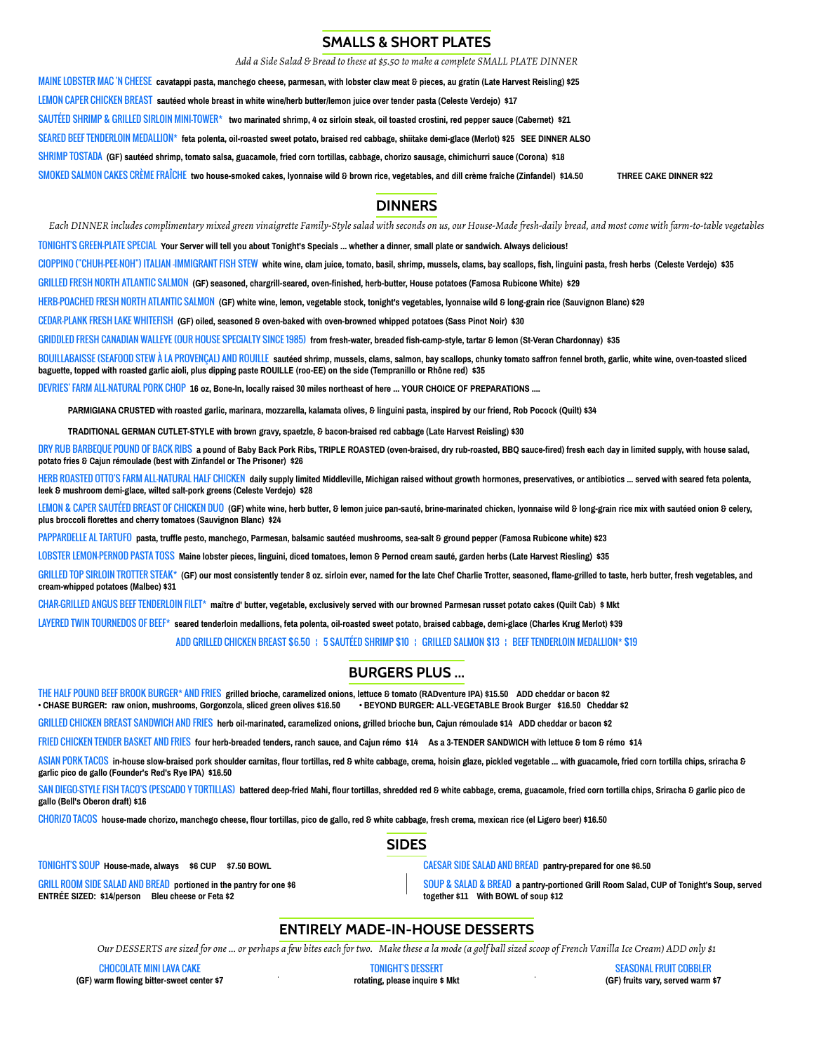## SMALLS & SHORT PLATES

*Add a Side Salad & Bread to these at $5.50 to make a complete SMALL PLATE DINNER*

MAINE LOBSTER MAC 'N CHEESE **cavatappi pasta, manchego cheese, parmesan, with lobster claw meat & pieces, au gratin (Late Harvest Reisling) $25**

LEMON CAPER CHICKEN BREAST **sautéed whole breast in white wine/herb butter/lemon juice over tender pasta (Celeste Verdejo) $17**

SAUTÉED SHRIMP & GRILLED SIRLOIN MINI-TOWER* **two marinated shrimp, 4 oz sirloin steak, oil toasted crostini, red pepper sauce (Cabernet) $21**

SEARED BEEF TENDERLOIN MEDALLION* **feta polenta, oil-roasted sweet potato, braised red cabbage, shiitake demi-glace (Merlot) $25 SEE DINNER ALSO**

SHRIMP TOSTADA **(GF) sautéed shrimp, tomato salsa, guacamole, fried corn tortillas, cabbage, chorizo sausage, chimichurri sauce (Corona) $18**

SMOKED SALMON CAKES CRÈME FRAÎCHE **two house-smoked cakes, lyonnaise wild & brown rice, vegetables, and dill crème fraîche (Zinfandel) $14.50** **THREE CAKE DINNER $22**

## DINNERS

*Each DINNER includes complimentary mixed green vinaigrette Family-Style salad with seconds on us, our House-Made fresh-daily bread, and most come with farm-to-table vegetables*

TONIGHT'S GREEN-PLATE SPECIAL **Your Server will tell you about Tonight's Specials ... whether a dinner, small plate or sandwich. Always delicious!**

CIOPPINO ("CHUH-PEE-NOH") ITALIAN -IMMIGRANT FISH STEW **white wine, clam juice, tomato, basil, shrimp, mussels, clams, bay scallops, fish, linguini pasta, fresh herbs (Celeste Verdejo) $35**

GRILLED FRESH NORTH ATLANTIC SALMON **(GF) seasoned, chargrill-seared, oven-finished, herb-butter, House potatoes (Famosa Rubicone White) $29**

HERB-POACHED FRESH NORTH ATLANTIC SALMON **(GF) white wine, lemon, vegetable stock, tonight's vegetables, lyonnaise wild & long-grain rice (Sauvignon Blanc) $29**

CEDAR-PLANK FRESH LAKE WHITEFISH **(GF) oiled, seasoned & oven-baked with oven-browned whipped potatoes (Sass Pinot Noir) $30**

GRIDDLED FRESH CANADIAN WALLEYE (OUR HOUSE SPECIALTY SINCE 1985) **from fresh-water, breaded fish-camp-style, tartar & lemon (St-Veran Chardonnay) $35**

BOUILLABAISSE (SEAFOOD STEW À LA PROVENÇAL) AND ROUILLE **sautéed shrimp, mussels, clams, salmon, bay scallops, chunky tomato saffron fennel broth, garlic, white wine, oven-toasted sliced baguette, topped with roasted garlic aioli, plus dipping paste ROUILLE (roo-EE) on the side (Tempranillo or Rhône red) $35**

DEVRIES' FARM ALL-NATURAL PORK CHOP **16 oz, Bone-In, locally raised 30 miles northeast of here ... YOUR CHOICE OF PREPARATIONS ....**

**PARMIGIANA CRUSTED with roasted garlic, marinara, mozzarella, kalamata olives, & linguini pasta, inspired by our friend, Rob Pocock (Quilt) $34**

**TRADITIONAL GERMAN CUTLET-STYLE with brown gravy, spaetzle, & bacon-braised red cabbage (Late Harvest Reisling) $30**

DRY RUB BARBEQUE POUND OF BACK RIBS **a pound of Baby Back Pork Ribs, TRIPLE ROASTED (oven-braised, dry rub-roasted, BBQ sauce-fired) fresh each day in limited supply, with house salad, potato fries & Cajun rémoulade (best with Zinfandel or The Prisoner) $26**

HERB ROASTED OTTO'S FARM ALL-NATURAL HALF CHICKEN **daily supply limited Middleville, Michigan raised without growth hormones, preservatives, or antibiotics ... served with seared feta polenta, leek & mushroom demi-glace, wilted salt-pork greens (Celeste Verdejo) $28**

LEMON & CAPER SAUTÉED BREAST OF CHICKEN DUO **(GF) white wine, herb butter, & lemon juice pan-sauté, brine-marinated chicken, lyonnaise wild & long-grain rice mix with sautéed onion & celery, plus broccoli florettes and cherry tomatoes (Sauvignon Blanc) $24**

PAPPARDELLE AL TARTUFO **pasta, truffle pesto, manchego, Parmesan, balsamic sautéed mushrooms, sea-salt & ground pepper (Famosa Rubicone white) $23**

LOBSTER LEMON-PERNOD PASTA TOSS **Maine lobster pieces, linguini, diced tomatoes, lemon & Pernod cream sauté, garden herbs (Late Harvest Riesling) $35**

GRILLED TOP SIRLOIN TROTTER STEAK* **(GF) our most consistently tender 8 oz. sirloin ever, named for the late Chef Charlie Trotter, seasoned, flame-grilled to taste, herb butter, fresh vegetables, and cream-whipped potatoes (Malbec) $31**

CHAR-GRILLED ANGUS BEEF TENDERLOIN FILET* **maître d' butter, vegetable, exclusively served with our browned Parmesan russet potato cakes (Quilt Cab) $ Mkt**

LAYERED TWIN TOURNEDOS OF BEEF* **seared tenderloin medallions, feta polenta, oil-roasted sweet potato, braised cabbage, demi-glace (Charles Krug Merlot) $39**

ADD GRILLED CHICKEN BREAST $6.50 ¦ 5 SAUTÉED SHRIMP $10 ¦ GRILLED SALMON $13 ¦ BEEF TENDERLOIN MEDALLION* $19

## BURGERS PLUS ...

THE HALF POUND BEEF BROOK BURGER* AND FRIES **grilled brioche, caramelized onions, lettuce & tomato (RADventure IPA) $15.50 ADD cheddar or bacon $2**
**• CHASE BURGER: raw onion, mushrooms, Gorgonzola, sliced green olives $16.50** **• BEYOND BURGER: ALL-VEGETABLE Brook Burger $16.50 Cheddar $2**

GRILLED CHICKEN BREAST SANDWICH AND FRIES **herb oil-marinated, caramelized onions, grilled brioche bun, Cajun rémoulade $14 ADD cheddar or bacon $2**

FRIED CHICKEN TENDER BASKET AND FRIES **four herb-breaded tenders, ranch sauce, and Cajun rémo $14 As a 3-TENDER SANDWICH with lettuce & tom & rémo $14**

ASIAN PORK TACOS **in-house slow-braised pork shoulder carnitas, flour tortillas, red & white cabbage, crema, hoisin glaze, pickled vegetable ... with guacamole, fried corn tortilla chips, sriracha & garlic pico de gallo (Founder's Red's Rye IPA) $16.50**

SAN DIEGO-STYLE FISH TACO'S (PESCADO Y TORTILLAS) **battered deep-fried Mahi, flour tortillas, shredded red & white cabbage, crema, guacamole, fried corn tortilla chips, Sriracha & garlic pico de gallo (Bell's Oberon draft) $16**

CHORIZO TACOS **house-made chorizo, manchego cheese, flour tortillas, pico de gallo, red & white cabbage, fresh crema, mexican rice (el Ligero beer) $16.50**

## SIDES

TONIGHT'S SOUP **House-made, always $6 CUP $7.50 BOWL**

GRILL ROOM SIDE SALAD AND BREAD **portioned in the pantry for one $6**
**ENTRÉE SIZED: $14/person Bleu cheese or Feta $2**

CAESAR SIDE SALAD AND BREAD **pantry-prepared for one $6.50**

SOUP & SALAD & BREAD **a pantry-portioned Grill Room Salad, CUP of Tonight's Soup, served together $11 With BOWL of soup $12**

## ENTIRELY MADE-IN-HOUSE DESSERTS

*Our DESSERTS are sized for one ... or perhaps a few bites each for two. Make these a la mode (a golf ball sized scoop of French Vanilla Ice Cream) ADD only $1*

CHOCOLATE MINI LAVA CAKE
**(GF) warm flowing bitter-sweet center $7**

TONIGHT'S DESSERT
**rotating, please inquire $ Mkt**

SEASONAL FRUIT COBBLER
**(GF) fruits vary, served warm $7**